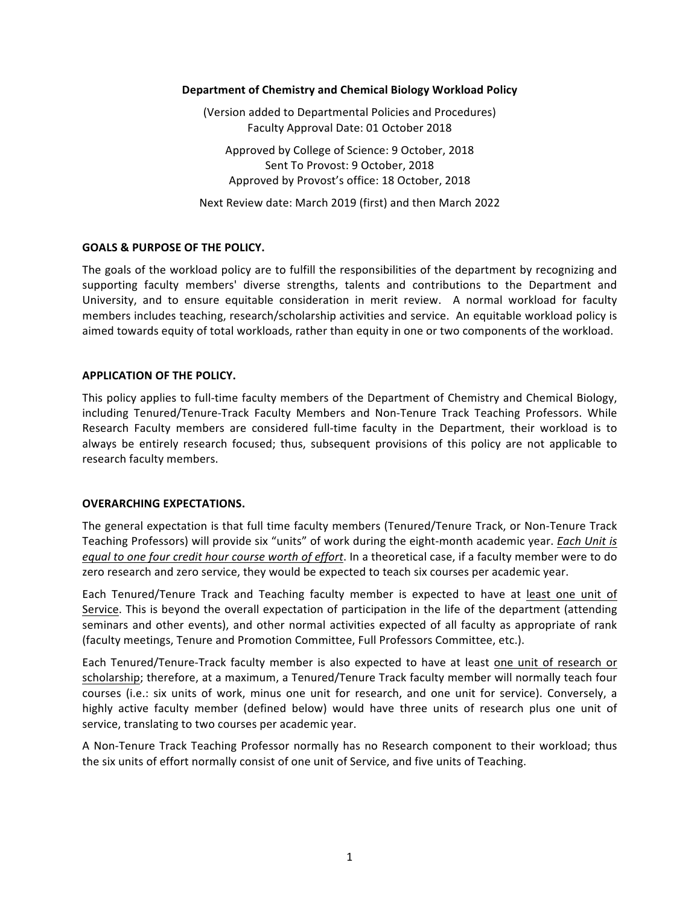# Department of Chemistry and Chemical Biology Workload Policy

(Version added to Departmental Policies and Procedures)
Faculty Approval Date: 01 October 2018

Approved by College of Science: 9 October, 2018
Sent To Provost: 9 October, 2018
Approved by Provost's office: 18 October, 2018

Next Review date: March 2019 (first) and then March 2022

## GOALS & PURPOSE OF THE POLICY.

The goals of the workload policy are to fulfill the responsibilities of the department by recognizing and supporting faculty members' diverse strengths, talents and contributions to the Department and University, and to ensure equitable consideration in merit review. A normal workload for faculty members includes teaching, research/scholarship activities and service. An equitable workload policy is aimed towards equity of total workloads, rather than equity in one or two components of the workload.

## APPLICATION OF THE POLICY.

This policy applies to full-time faculty members of the Department of Chemistry and Chemical Biology, including Tenured/Tenure-Track Faculty Members and Non-Tenure Track Teaching Professors. While Research Faculty members are considered full-time faculty in the Department, their workload is to always be entirely research focused; thus, subsequent provisions of this policy are not applicable to research faculty members.

## OVERARCHING EXPECTATIONS.

The general expectation is that full time faculty members (Tenured/Tenure Track, or Non-Tenure Track Teaching Professors) will provide six "units" of work during the eight-month academic year. ***Each Unit is equal to one four credit hour course worth of effort***. In a theoretical case, if a faculty member were to do zero research and zero service, they would be expected to teach six courses per academic year.

Each Tenured/Tenure Track and Teaching faculty member is expected to have at least one unit of Service. This is beyond the overall expectation of participation in the life of the department (attending seminars and other events), and other normal activities expected of all faculty as appropriate of rank (faculty meetings, Tenure and Promotion Committee, Full Professors Committee, etc.).

Each Tenured/Tenure-Track faculty member is also expected to have at least one unit of research or scholarship; therefore, at a maximum, a Tenured/Tenure Track faculty member will normally teach four courses (i.e.: six units of work, minus one unit for research, and one unit for service). Conversely, a highly active faculty member (defined below) would have three units of research plus one unit of service, translating to two courses per academic year.

A Non-Tenure Track Teaching Professor normally has no Research component to their workload; thus the six units of effort normally consist of one unit of Service, and five units of Teaching.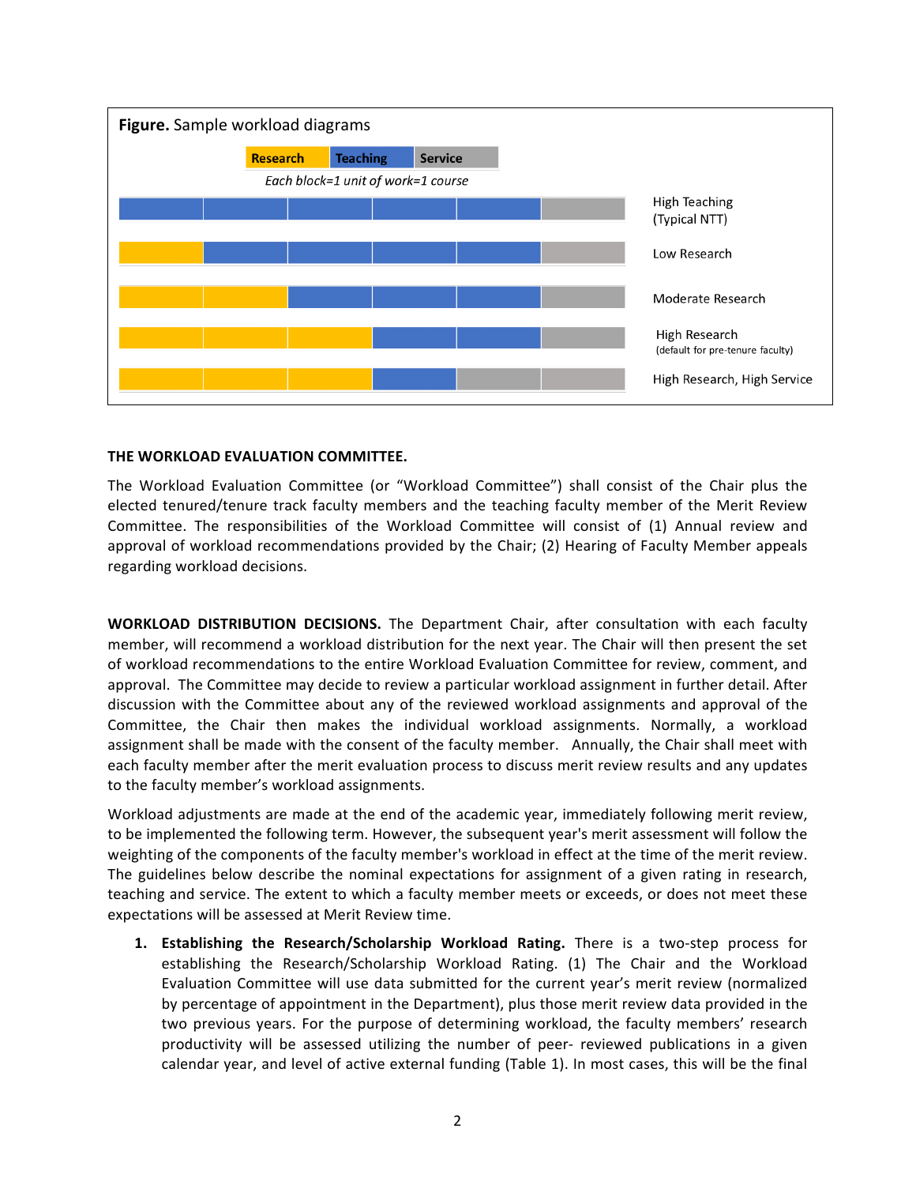**Figure.** Sample workload diagrams

Research | Teaching | Service

*Each block=1 unit of work=1 course*

| Diagram | Research | Teaching | Service |
|---|---|---|---|
| High Teaching (Typical NTT) | 0 | 5 | 1 |
| Low Research | 1 | 4 | 1 |
| Moderate Research | 2 | 3 | 1 |
| High Research (default for pre-tenure faculty) | 3 | 2 | 1 |
| High Research, High Service | 3 | 1 | 2 |

**THE WORKLOAD EVALUATION COMMITTEE.**

The Workload Evaluation Committee (or "Workload Committee") shall consist of the Chair plus the elected tenured/tenure track faculty members and the teaching faculty member of the Merit Review Committee. The responsibilities of the Workload Committee will consist of (1) Annual review and approval of workload recommendations provided by the Chair; (2) Hearing of Faculty Member appeals regarding workload decisions.

**WORKLOAD DISTRIBUTION DECISIONS.** The Department Chair, after consultation with each faculty member, will recommend a workload distribution for the next year. The Chair will then present the set of workload recommendations to the entire Workload Evaluation Committee for review, comment, and approval. The Committee may decide to review a particular workload assignment in further detail. After discussion with the Committee about any of the reviewed workload assignments and approval of the Committee, the Chair then makes the individual workload assignments. Normally, a workload assignment shall be made with the consent of the faculty member. Annually, the Chair shall meet with each faculty member after the merit evaluation process to discuss merit review results and any updates to the faculty member's workload assignments.

Workload adjustments are made at the end of the academic year, immediately following merit review, to be implemented the following term. However, the subsequent year's merit assessment will follow the weighting of the components of the faculty member's workload in effect at the time of the merit review. The guidelines below describe the nominal expectations for assignment of a given rating in research, teaching and service. The extent to which a faculty member meets or exceeds, or does not meet these expectations will be assessed at Merit Review time.

1. **Establishing the Research/Scholarship Workload Rating.** There is a two-step process for establishing the Research/Scholarship Workload Rating. (1) The Chair and the Workload Evaluation Committee will use data submitted for the current year's merit review (normalized by percentage of appointment in the Department), plus those merit review data provided in the two previous years. For the purpose of determining workload, the faculty members' research productivity will be assessed utilizing the number of peer- reviewed publications in a given calendar year, and level of active external funding (Table 1). In most cases, this will be the final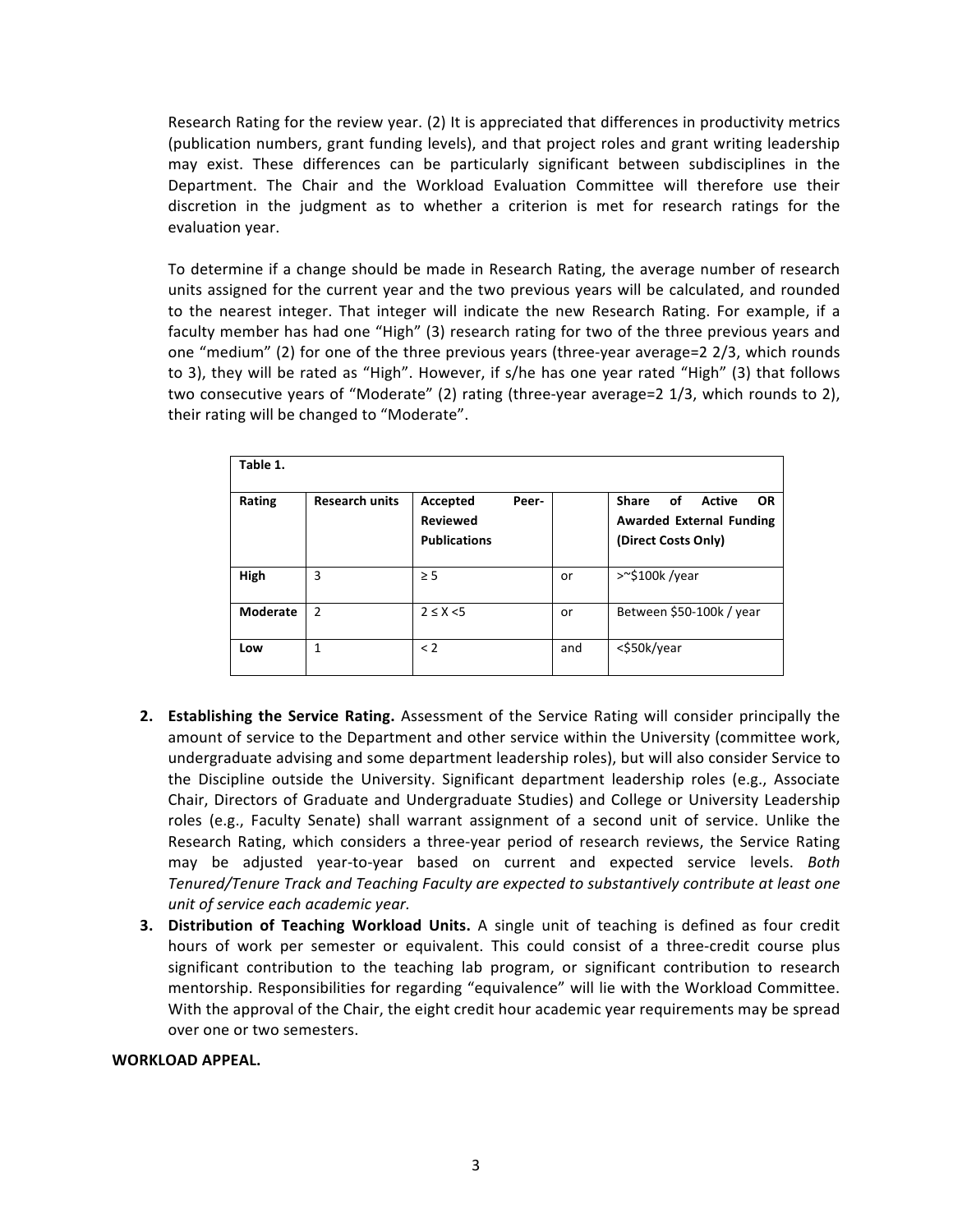Research Rating for the review year. (2) It is appreciated that differences in productivity metrics (publication numbers, grant funding levels), and that project roles and grant writing leadership may exist. These differences can be particularly significant between subdisciplines in the Department. The Chair and the Workload Evaluation Committee will therefore use their discretion in the judgment as to whether a criterion is met for research ratings for the evaluation year.

To determine if a change should be made in Research Rating, the average number of research units assigned for the current year and the two previous years will be calculated, and rounded to the nearest integer. That integer will indicate the new Research Rating. For example, if a faculty member has had one "High" (3) research rating for two of the three previous years and one "medium" (2) for one of the three previous years (three-year average=2 2/3, which rounds to 3), they will be rated as "High". However, if s/he has one year rated "High" (3) that follows two consecutive years of "Moderate" (2) rating (three-year average=2 1/3, which rounds to 2), their rating will be changed to "Moderate".

**Table 1.**

| Rating | Research units | Accepted Peer-Reviewed Publications | | Share of Active OR Awarded External Funding (Direct Costs Only) |
|---|---|---|---|---|
| **High** | 3 | ≥ 5 | or | >~$100k /year |
| **Moderate** | 2 | $2 \leq X < 5$ | or | Between $50-100k / year |
| **Low** | 1 | < 2 | and | <$50k/year |

2. **Establishing the Service Rating.** Assessment of the Service Rating will consider principally the amount of service to the Department and other service within the University (committee work, undergraduate advising and some department leadership roles), but will also consider Service to the Discipline outside the University. Significant department leadership roles (e.g., Associate Chair, Directors of Graduate and Undergraduate Studies) and College or University Leadership roles (e.g., Faculty Senate) shall warrant assignment of a second unit of service. Unlike the Research Rating, which considers a three-year period of research reviews, the Service Rating may be adjusted year-to-year based on current and expected service levels. *Both Tenured/Tenure Track and Teaching Faculty are expected to substantively contribute at least one unit of service each academic year.*
3. **Distribution of Teaching Workload Units.** A single unit of teaching is defined as four credit hours of work per semester or equivalent. This could consist of a three-credit course plus significant contribution to the teaching lab program, or significant contribution to research mentorship. Responsibilities for regarding "equivalence" will lie with the Workload Committee. With the approval of the Chair, the eight credit hour academic year requirements may be spread over one or two semesters.

**WORKLOAD APPEAL.**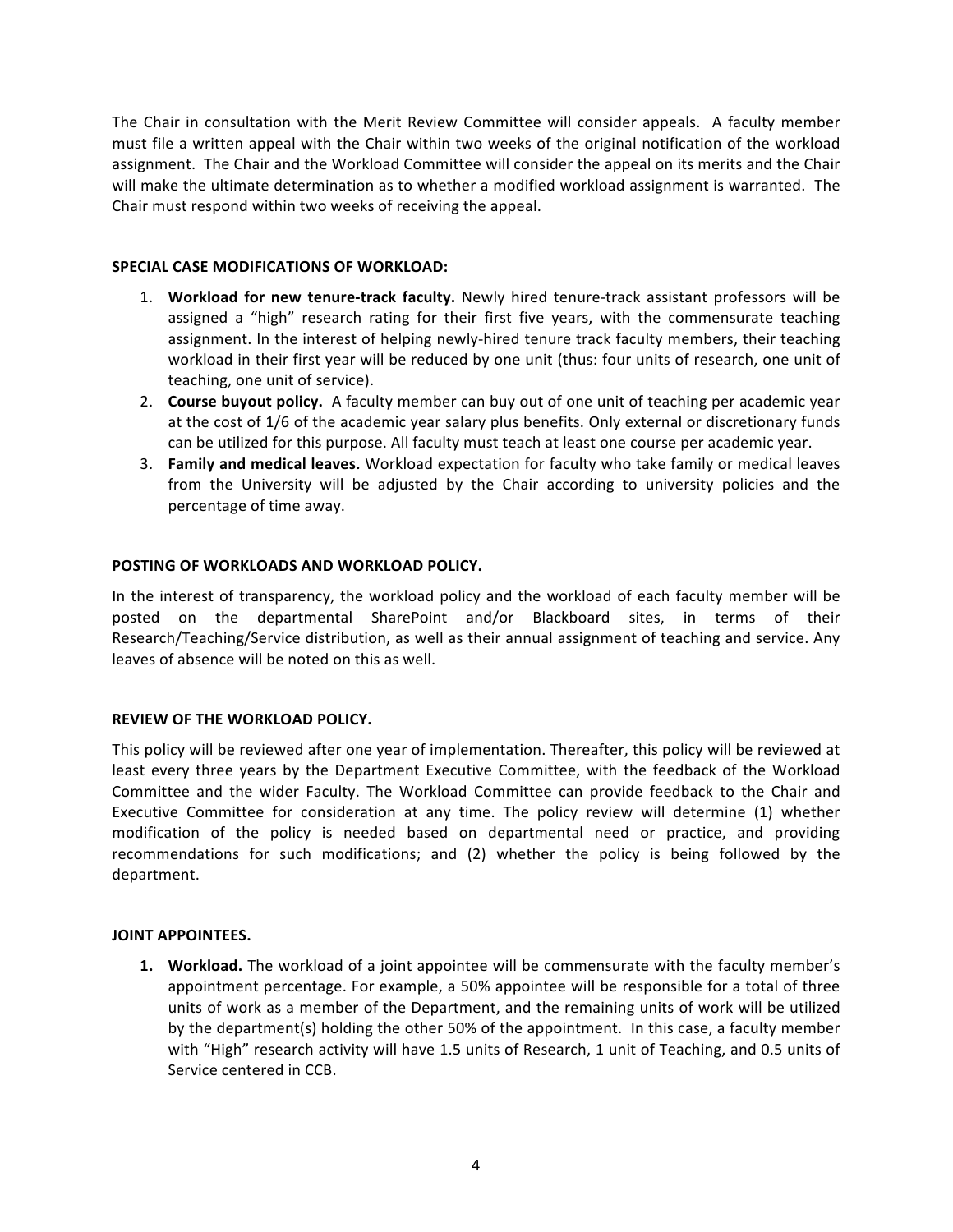The Chair in consultation with the Merit Review Committee will consider appeals. A faculty member must file a written appeal with the Chair within two weeks of the original notification of the workload assignment. The Chair and the Workload Committee will consider the appeal on its merits and the Chair will make the ultimate determination as to whether a modified workload assignment is warranted. The Chair must respond within two weeks of receiving the appeal.

**SPECIAL CASE MODIFICATIONS OF WORKLOAD:**

1. **Workload for new tenure-track faculty.** Newly hired tenure-track assistant professors will be assigned a "high" research rating for their first five years, with the commensurate teaching assignment. In the interest of helping newly-hired tenure track faculty members, their teaching workload in their first year will be reduced by one unit (thus: four units of research, one unit of teaching, one unit of service).
2. **Course buyout policy.** A faculty member can buy out of one unit of teaching per academic year at the cost of 1/6 of the academic year salary plus benefits. Only external or discretionary funds can be utilized for this purpose. All faculty must teach at least one course per academic year.
3. **Family and medical leaves.** Workload expectation for faculty who take family or medical leaves from the University will be adjusted by the Chair according to university policies and the percentage of time away.

**POSTING OF WORKLOADS AND WORKLOAD POLICY.**

In the interest of transparency, the workload policy and the workload of each faculty member will be posted on the departmental SharePoint and/or Blackboard sites, in terms of their Research/Teaching/Service distribution, as well as their annual assignment of teaching and service. Any leaves of absence will be noted on this as well.

**REVIEW OF THE WORKLOAD POLICY.**

This policy will be reviewed after one year of implementation. Thereafter, this policy will be reviewed at least every three years by the Department Executive Committee, with the feedback of the Workload Committee and the wider Faculty. The Workload Committee can provide feedback to the Chair and Executive Committee for consideration at any time. The policy review will determine (1) whether modification of the policy is needed based on departmental need or practice, and providing recommendations for such modifications; and (2) whether the policy is being followed by the department.

**JOINT APPOINTEES.**

1. **Workload.** The workload of a joint appointee will be commensurate with the faculty member's appointment percentage. For example, a 50% appointee will be responsible for a total of three units of work as a member of the Department, and the remaining units of work will be utilized by the department(s) holding the other 50% of the appointment. In this case, a faculty member with "High" research activity will have 1.5 units of Research, 1 unit of Teaching, and 0.5 units of Service centered in CCB.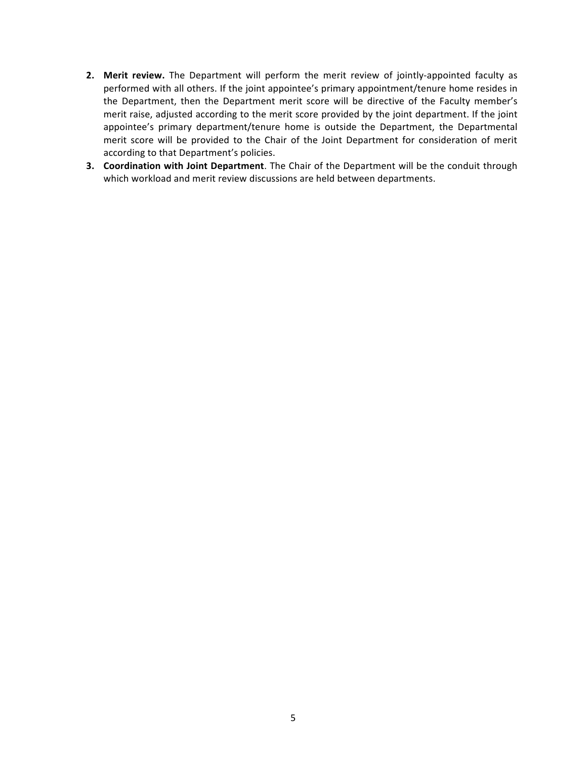2. **Merit review.** The Department will perform the merit review of jointly-appointed faculty as performed with all others. If the joint appointee's primary appointment/tenure home resides in the Department, then the Department merit score will be directive of the Faculty member's merit raise, adjusted according to the merit score provided by the joint department. If the joint appointee's primary department/tenure home is outside the Department, the Departmental merit score will be provided to the Chair of the Joint Department for consideration of merit according to that Department's policies.
3. **Coordination with Joint Department**. The Chair of the Department will be the conduit through which workload and merit review discussions are held between departments.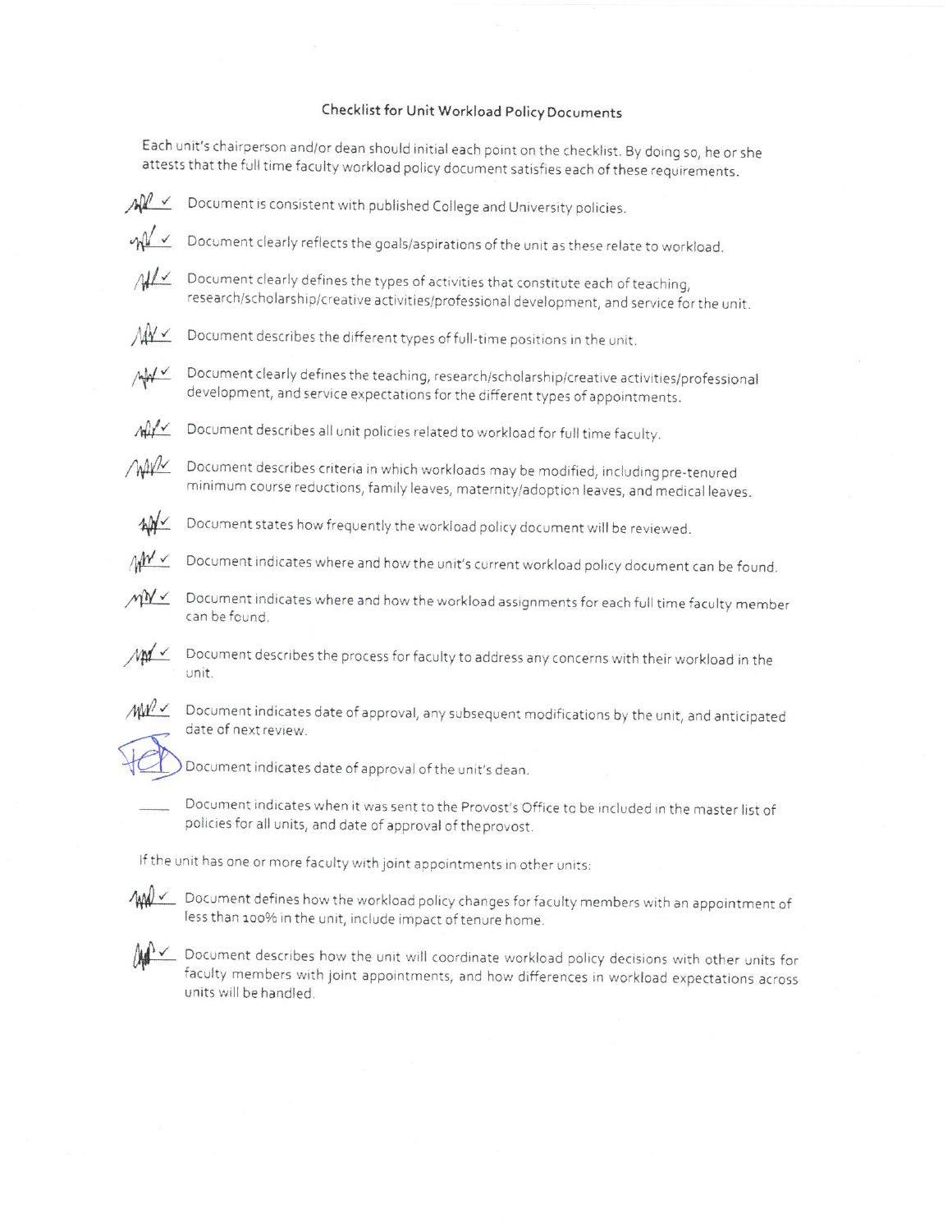# Checklist for Unit Workload Policy Documents

Each unit's chairperson and/or dean should initial each point on the checklist. By doing so, he or she attests that the full time faculty workload policy document satisfies each of these requirements.

- ✓ Document is consistent with published College and University policies.
- ✓ Document clearly reflects the goals/aspirations of the unit as these relate to workload.
- ✓ Document clearly defines the types of activities that constitute each of teaching, research/scholarship/creative activities/professional development, and service for the unit.
- ✓ Document describes the different types of full-time positions in the unit.
- ✓ Document clearly defines the teaching, research/scholarship/creative activities/professional development, and service expectations for the different types of appointments.
- ✓ Document describes all unit policies related to workload for full time faculty.
- ✓ Document describes criteria in which workloads may be modified, including pre-tenured minimum course reductions, family leaves, maternity/adoption leaves, and medical leaves.
- ✓ Document states how frequently the workload policy document will be reviewed.
- ✓ Document indicates where and how the unit's current workload policy document can be found.
- ✓ Document indicates where and how the workload assignments for each full time faculty member can be found.
- ✓ Document describes the process for faculty to address any concerns with their workload in the unit.
- ✓ Document indicates date of approval, any subsequent modifications by the unit, and anticipated date of next review.
- Document indicates date of approval of the unit's dean.
- \_\_\_\_ Document indicates when it was sent to the Provost's Office to be included in the master list of policies for all units, and date of approval of the provost.

If the unit has one or more faculty with joint appointments in other units:

- ✓ Document defines how the workload policy changes for faculty members with an appointment of less than 100% in the unit, include impact of tenure home.
- ✓ Document describes how the unit will coordinate workload policy decisions with other units for faculty members with joint appointments, and how differences in workload expectations across units will be handled.